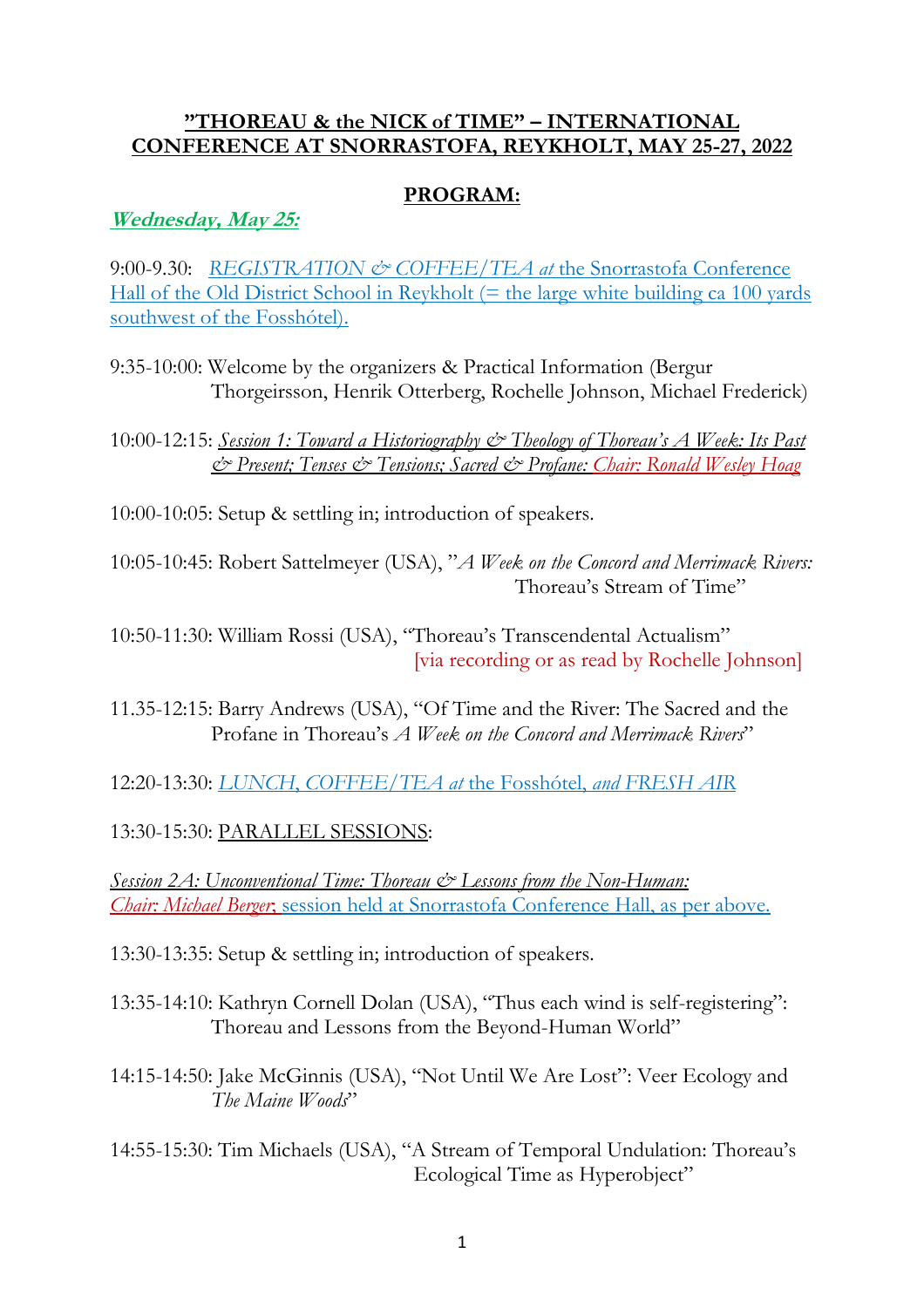# ”THOREAU & the NICK of TIME” – INTERNATIONAL CONFERENCE AT SNORRASTOFA, REYKHOLT, MAY 25-27, 2022

## PROGRAM:

### *Wednesday, May 25:*

9:00-9.30: *REGISTRATION & COFFEE/TEA at* the Snorrastofa Conference Hall of the Old District School in Reykholt (= the large white building ca 100 yards southwest of the Fosshótel).

9:35-10:00: Welcome by the organizers & Practical Information (Bergur Thorgeirsson, Henrik Otterberg, Rochelle Johnson, Michael Frederick)

10:00-12:15: *Session 1: Toward a Historiography & Theology of Thoreau’s A Week: Its Past & Present; Tenses & Tensions; Sacred & Profane: Chair: Ronald Wesley Hoag*

10:00-10:05: Setup & settling in; introduction of speakers.

10:05-10:45: Robert Sattelmeyer (USA), ”*A Week on the Concord and Merrimack Rivers:* Thoreau’s Stream of Time”

10:50-11:30: William Rossi (USA), “Thoreau’s Transcendental Actualism” [via recording or as read by Rochelle Johnson]

11.35-12:15: Barry Andrews (USA), “Of Time and the River: The Sacred and the Profane in Thoreau’s *A Week on the Concord and Merrimack Rivers*”

12:20-13:30: *LUNCH, COFFEE/TEA at* the Fosshótel, *and FRESH AIR*

13:30-15:30: PARALLEL SESSIONS:

*Session 2A: Unconventional Time: Thoreau & Lessons from the Non-Human: Chair: Michael Berger*, session held at Snorrastofa Conference Hall, as per above.

13:30-13:35: Setup & settling in; introduction of speakers.

13:35-14:10: Kathryn Cornell Dolan (USA), “Thus each wind is self-registering”: Thoreau and Lessons from the Beyond-Human World”

14:15-14:50: Jake McGinnis (USA), “Not Until We Are Lost”: Veer Ecology and *The Maine Woods*”

14:55-15:30: Tim Michaels (USA), “A Stream of Temporal Undulation: Thoreau’s Ecological Time as Hyperobject”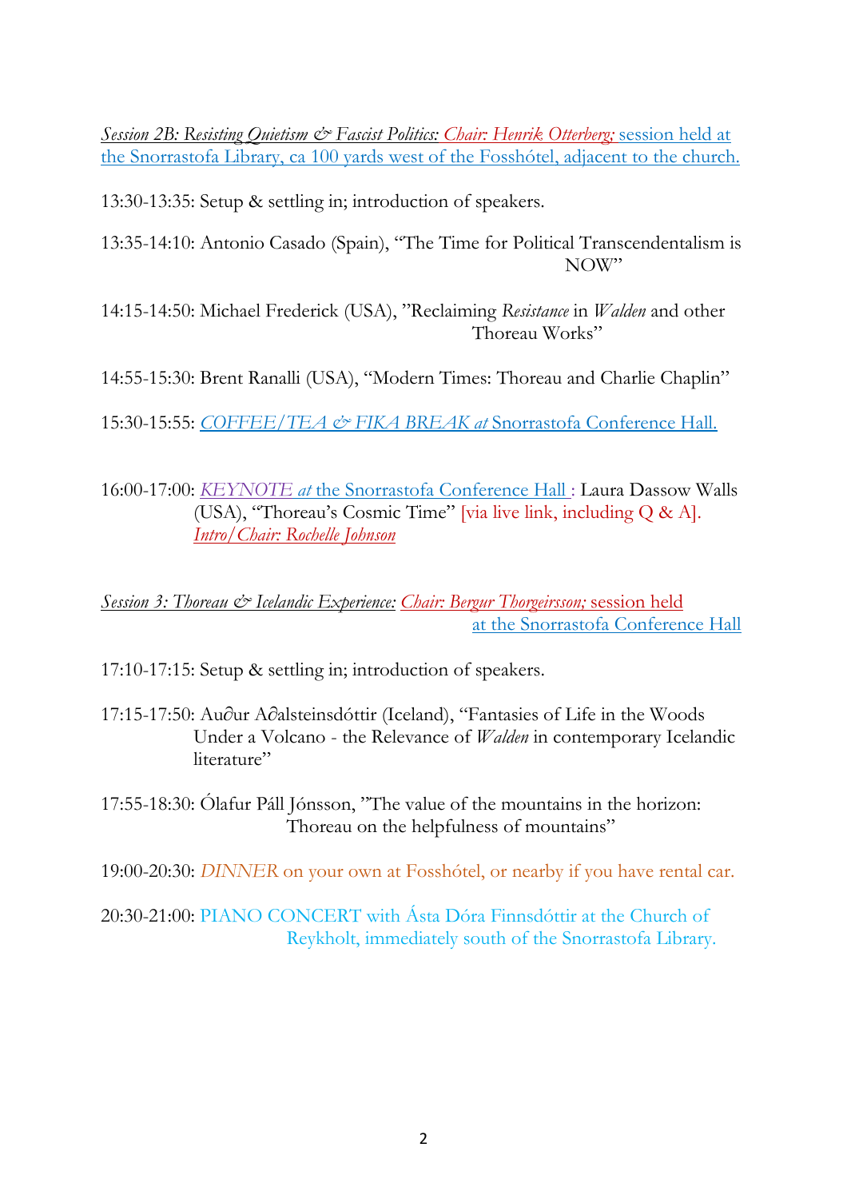*Session 2B: Resisting Quietism & Fascist Politics:* *Chair: Henrik Otterberg;* session held at the Snorrastofa Library, ca 100 yards west of the Fosshótel, adjacent to the church.

13:30-13:35: Setup & settling in; introduction of speakers.

13:35-14:10: Antonio Casado (Spain), "The Time for Political Transcendentalism is NOW"

14:15-14:50: Michael Frederick (USA), "Reclaiming *Resistance* in *Walden* and other Thoreau Works"

14:55-15:30: Brent Ranalli (USA), "Modern Times: Thoreau and Charlie Chaplin"

15:30-15:55: *COFFEE/TEA & FIKA BREAK at* Snorrastofa Conference Hall.

16:00-17:00: *KEYNOTE at* the Snorrastofa Conference Hall : Laura Dassow Walls (USA), "Thoreau's Cosmic Time" [via live link, including Q & A]. *Intro/Chair: Rochelle Johnson*

*Session 3: Thoreau & Icelandic Experience:* *Chair: Bergur Thorgeirsson;* session held at the Snorrastofa Conference Hall

17:10-17:15: Setup & settling in; introduction of speakers.

17:15-17:50: Au∂ur A∂alsteinsdóttir (Iceland), "Fantasies of Life in the Woods Under a Volcano - the Relevance of *Walden* in contemporary Icelandic literature"

17:55-18:30: Ólafur Páll Jónsson, "The value of the mountains in the horizon: Thoreau on the helpfulness of mountains"

19:00-20:30: *DINNER* on your own at Fosshótel, or nearby if you have rental car.

20:30-21:00: PIANO CONCERT with Ásta Dóra Finnsdóttir at the Church of Reykholt, immediately south of the Snorrastofa Library.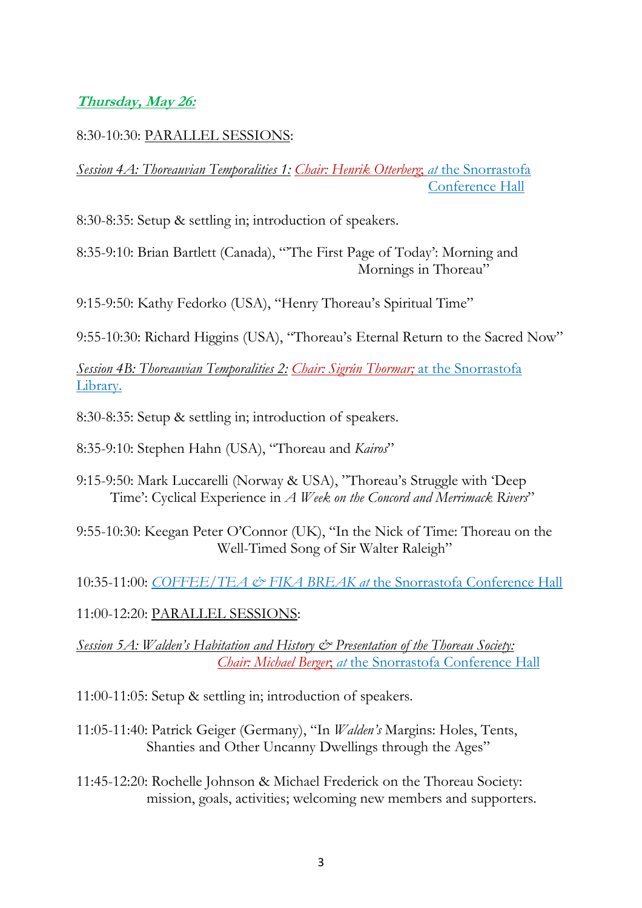***Thursday, May 26:***

8:30-10:30: PARALLEL SESSIONS:

*Session 4A: Thoreauvian Temporalities 1: Chair: Henrik Otterberg, at* the Snorrastofa Conference Hall

8:30-8:35: Setup & settling in; introduction of speakers.

8:35-9:10: Brian Bartlett (Canada), "'The First Page of Today': Morning and Mornings in Thoreau"

9:15-9:50: Kathy Fedorko (USA), "Henry Thoreau's Spiritual Time"

9:55-10:30: Richard Higgins (USA), "Thoreau's Eternal Return to the Sacred Now"

*Session 4B: Thoreauvian Temporalities 2: Chair: Sigrún Thormar;* at the Snorrastofa Library.

8:30-8:35: Setup & settling in; introduction of speakers.

8:35-9:10: Stephen Hahn (USA), "Thoreau and *Kairos*"

9:15-9:50: Mark Luccarelli (Norway & USA), "Thoreau's Struggle with 'Deep Time': Cyclical Experience in *A Week on the Concord and Merrimack Rivers*"

9:55-10:30: Keegan Peter O'Connor (UK), "In the Nick of Time: Thoreau on the Well-Timed Song of Sir Walter Raleigh"

10:35-11:00: *COFFEE/TEA & FIKA BREAK at* the Snorrastofa Conference Hall

11:00-12:20: PARALLEL SESSIONS:

*Session 5A: Walden's Habitation and History & Presentation of the Thoreau Society: Chair: Michael Berger, at* the Snorrastofa Conference Hall

11:00-11:05: Setup & settling in; introduction of speakers.

11:05-11:40: Patrick Geiger (Germany), "In *Walden's* Margins: Holes, Tents, Shanties and Other Uncanny Dwellings through the Ages"

11:45-12:20: Rochelle Johnson & Michael Frederick on the Thoreau Society: mission, goals, activities; welcoming new members and supporters.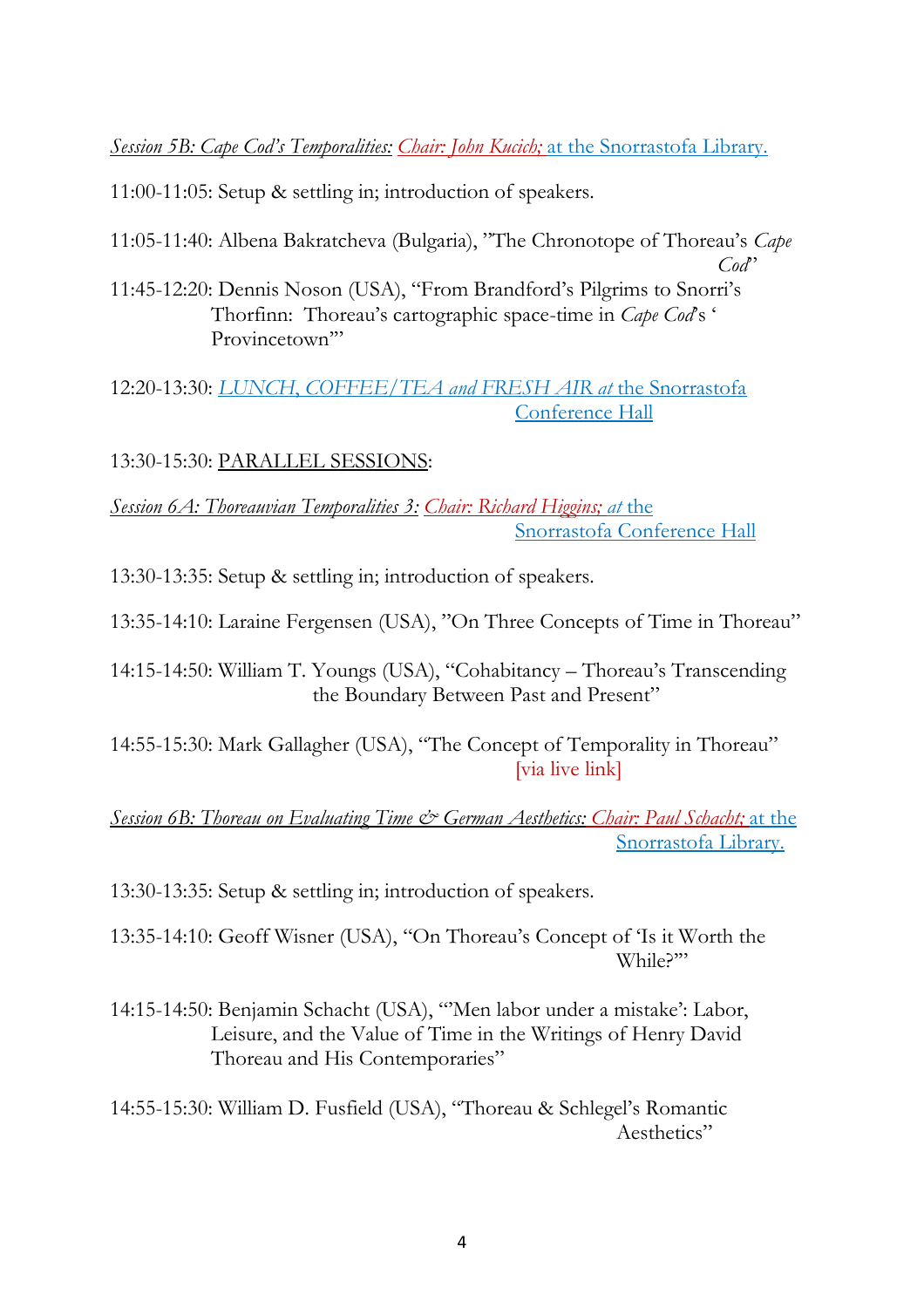*Session 5B: Cape Cod's Temporalities:* *Chair: John Kucich;* at the Snorrastofa Library.

11:00-11:05: Setup & settling in; introduction of speakers.

11:05-11:40: Albena Bakratcheva (Bulgaria), "The Chronotope of Thoreau's *Cape Cod*"

11:45-12:20: Dennis Noson (USA), "From Brandford's Pilgrims to Snorri's Thorfinn: Thoreau's cartographic space-time in *Cape Cod*'s ' Provincetown'"

12:20-13:30: *LUNCH, COFFEE/TEA and FRESH AIR at* the Snorrastofa Conference Hall

13:30-15:30: PARALLEL SESSIONS:

*Session 6A: Thoreauvian Temporalities 3:* *Chair: Richard Higgins; at* the Snorrastofa Conference Hall

13:30-13:35: Setup & settling in; introduction of speakers.

13:35-14:10: Laraine Fergensen (USA), "On Three Concepts of Time in Thoreau"

14:15-14:50: William T. Youngs (USA), "Cohabitancy – Thoreau's Transcending the Boundary Between Past and Present"

14:55-15:30: Mark Gallagher (USA), "The Concept of Temporality in Thoreau" [via live link]

*Session 6B: Thoreau on Evaluating Time & German Aesthetics:* *Chair: Paul Schacht;* at the Snorrastofa Library.

13:30-13:35: Setup & settling in; introduction of speakers.

13:35-14:10: Geoff Wisner (USA), "On Thoreau's Concept of 'Is it Worth the While?'"

14:15-14:50: Benjamin Schacht (USA), "'Men labor under a mistake': Labor, Leisure, and the Value of Time in the Writings of Henry David Thoreau and His Contemporaries"

14:55-15:30: William D. Fusfield (USA), "Thoreau & Schlegel's Romantic Aesthetics"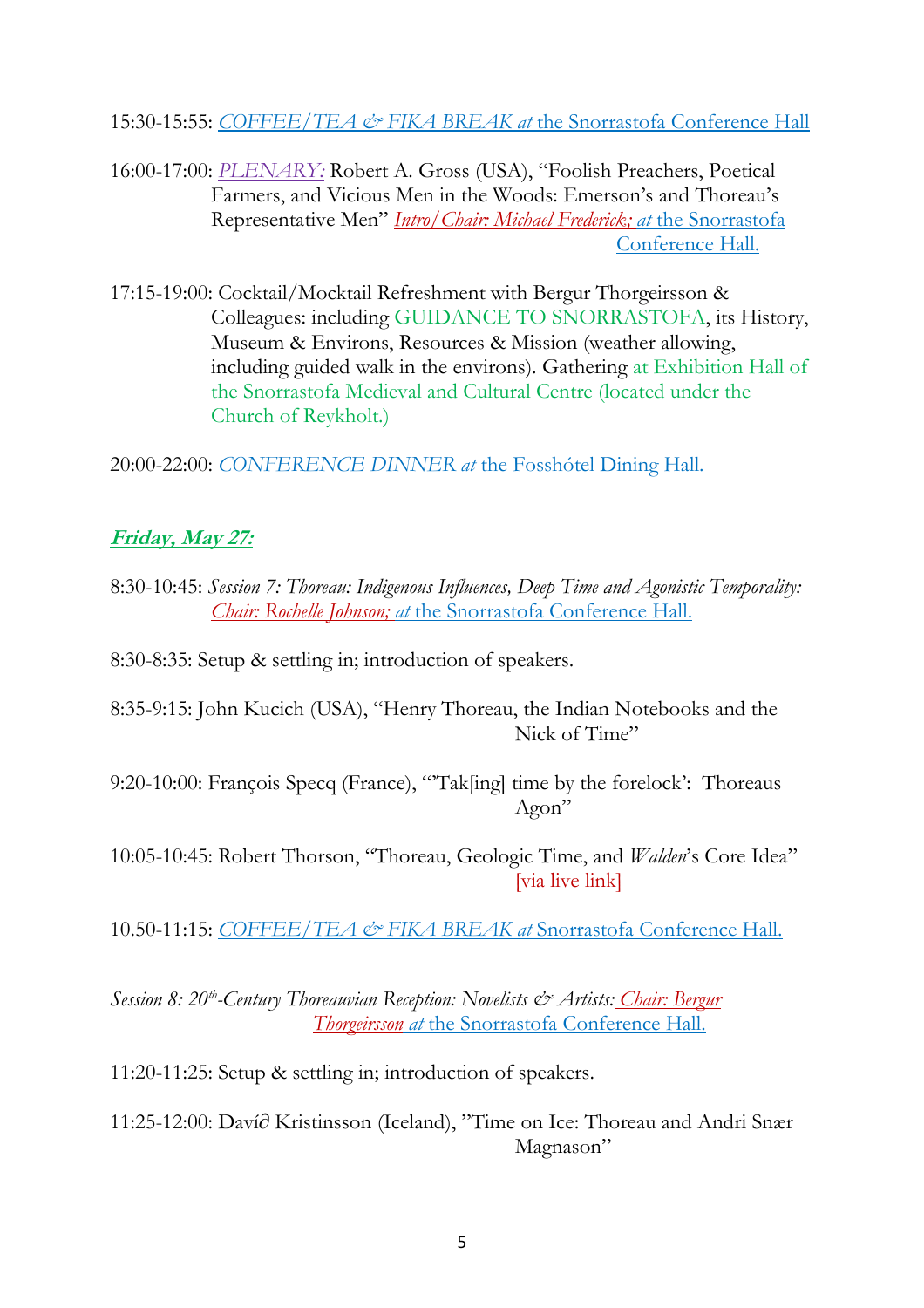15:30-15:55: *COFFEE/TEA & FIKA BREAK at* the Snorrastofa Conference Hall

16:00-17:00: *PLENARY:* Robert A. Gross (USA), "Foolish Preachers, Poetical Farmers, and Vicious Men in the Woods: Emerson's and Thoreau's Representative Men" *Intro/Chair: Michael Frederick; at* the Snorrastofa Conference Hall.

17:15-19:00: Cocktail/Mocktail Refreshment with Bergur Thorgeirsson & Colleagues: including GUIDANCE TO SNORRASTOFA, its History, Museum & Environs, Resources & Mission (weather allowing, including guided walk in the environs). Gathering at Exhibition Hall of the Snorrastofa Medieval and Cultural Centre (located under the Church of Reykholt.)

20:00-22:00: *CONFERENCE DINNER at* the Fosshótel Dining Hall.

## ***Friday, May 27:***

8:30-10:45: *Session 7: Thoreau: Indigenous Influences, Deep Time and Agonistic Temporality: Chair: Rochelle Johnson; at* the Snorrastofa Conference Hall.

8:30-8:35: Setup & settling in; introduction of speakers.

8:35-9:15: John Kucich (USA), "Henry Thoreau, the Indian Notebooks and the Nick of Time"

9:20-10:00: François Specq (France), "'Tak[ing] time by the forelock': Thoreaus Agon"

10:05-10:45: Robert Thorson, "Thoreau, Geologic Time, and *Walden*'s Core Idea" [via live link]

10.50-11:15: *COFFEE/TEA & FIKA BREAK at* Snorrastofa Conference Hall.

*Session 8: 20th-Century Thoreauvian Reception: Novelists & Artists: Chair: Bergur Thorgeirsson at* the Snorrastofa Conference Hall.

11:20-11:25: Setup & settling in; introduction of speakers.

11:25-12:00: Davíð Kristinsson (Iceland), "Time on Ice: Thoreau and Andri Snær Magnason"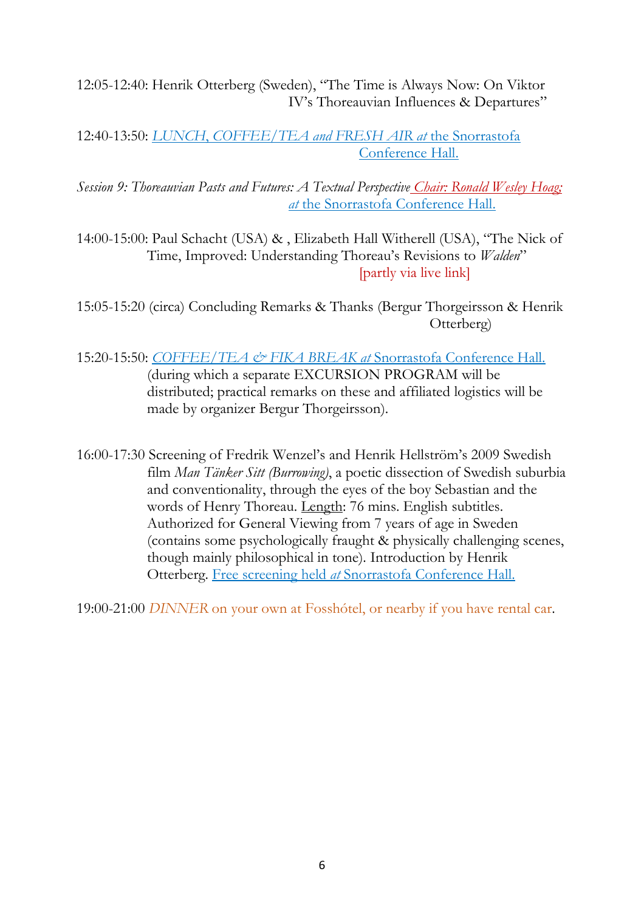12:05-12:40: Henrik Otterberg (Sweden), "The Time is Always Now: On Viktor IV's Thoreauvian Influences & Departures"

12:40-13:50: *LUNCH, COFFEE/TEA and FRESH AIR at* the Snorrastofa Conference Hall.

*Session 9: Thoreauvian Pasts and Futures: A Textual Perspective* Chair: Ronald Wesley Hoag; *at* the Snorrastofa Conference Hall.

14:00-15:00: Paul Schacht (USA) & , Elizabeth Hall Witherell (USA), "The Nick of Time, Improved: Understanding Thoreau's Revisions to *Walden*" [partly via live link]

15:05-15:20 (circa) Concluding Remarks & Thanks (Bergur Thorgeirsson & Henrik Otterberg)

15:20-15:50: *COFFEE/TEA & FIKA BREAK at* Snorrastofa Conference Hall. (during which a separate EXCURSION PROGRAM will be distributed; practical remarks on these and affiliated logistics will be made by organizer Bergur Thorgeirsson).

16:00-17:30 Screening of Fredrik Wenzel's and Henrik Hellström's 2009 Swedish film *Man Tänker Sitt (Burrowing)*, a poetic dissection of Swedish suburbia and conventionality, through the eyes of the boy Sebastian and the words of Henry Thoreau. Length: 76 mins. English subtitles. Authorized for General Viewing from 7 years of age in Sweden (contains some psychologically fraught & physically challenging scenes, though mainly philosophical in tone). Introduction by Henrik Otterberg. Free screening held *at* Snorrastofa Conference Hall.

19:00-21:00 *DINNER* on your own at Fosshótel, or nearby if you have rental car.